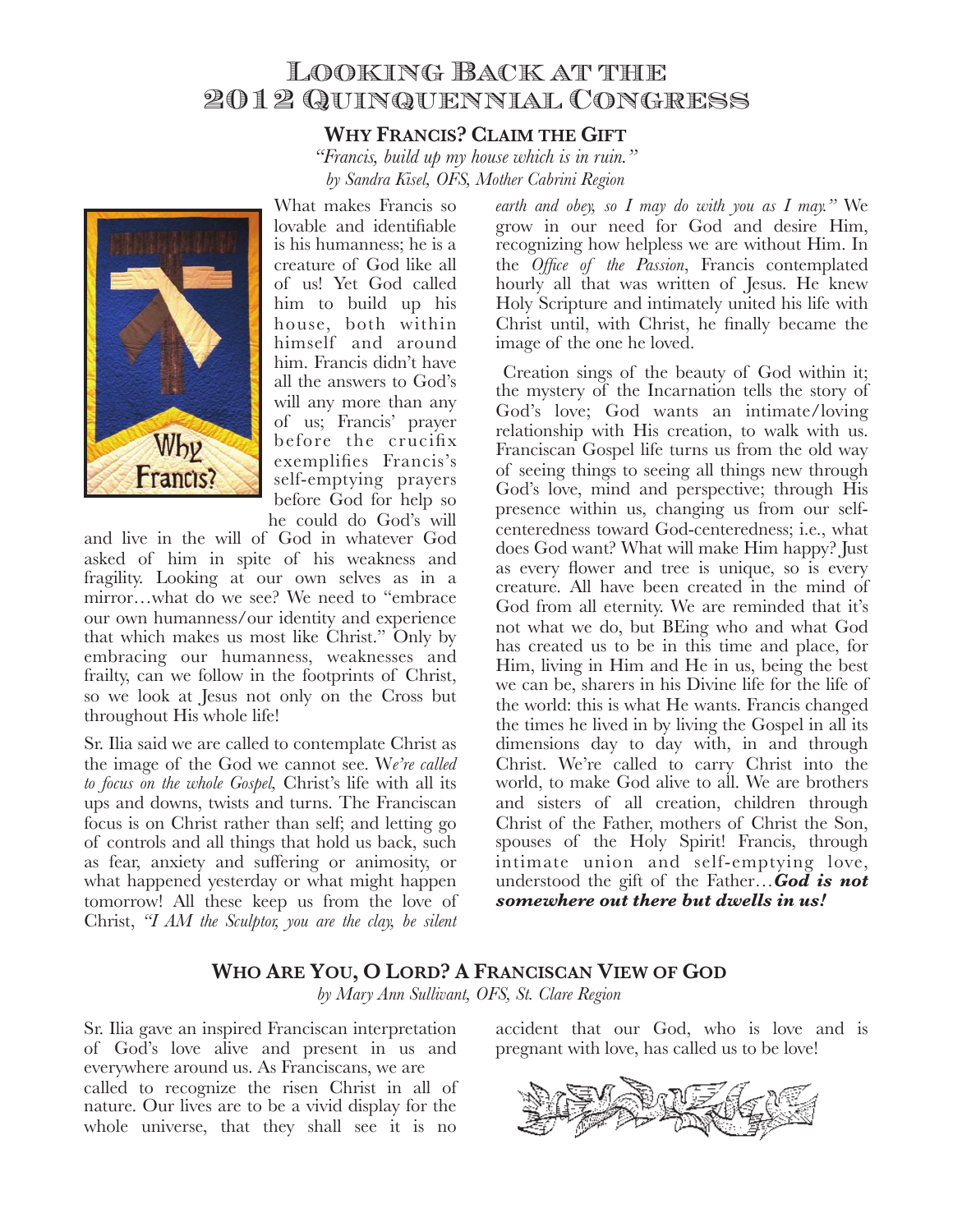# Looking Back at the 2012 Quinquennial Congress

## Why Francis? Claim the Gift

*"Francis, build up my house which is in ruin."*
*by Sandra Kisel, OFS, Mother Cabrini Region*

What makes Francis so lovable and identifiable is his humanness; he is a creature of God like all of us! Yet God called him to build up his house, both within himself and around him. Francis didn't have all the answers to God's will any more than any of us; Francis' prayer before the crucifix exemplifies Francis's self-emptying prayers before God for help so he could do God's will and live in the will of God in whatever God asked of him in spite of his weakness and fragility. Looking at our own selves as in a mirror…what do we see? We need to "embrace our own humanness/our identity and experience that which makes us most like Christ." Only by embracing our humanness, weaknesses and frailty, can we follow in the footprints of Christ, so we look at Jesus not only on the Cross but throughout His whole life!

Sr. Ilia said we are called to contemplate Christ as the image of the God we cannot see. W*e're called to focus on the whole Gospel,* Christ's life with all its ups and downs, twists and turns. The Franciscan focus is on Christ rather than self; and letting go of controls and all things that hold us back, such as fear, anxiety and suffering or animosity, or what happened yesterday or what might happen tomorrow! All these keep us from the love of Christ, *"I AM the Sculptor, you are the clay, be silent earth and obey, so I may do with you as I may."* We grow in our need for God and desire Him, recognizing how helpless we are without Him. In the *Office of the Passion*, Francis contemplated hourly all that was written of Jesus. He knew Holy Scripture and intimately united his life with Christ until, with Christ, he finally became the image of the one he loved.

Creation sings of the beauty of God within it; the mystery of the Incarnation tells the story of God's love; God wants an intimate/loving relationship with His creation, to walk with us. Franciscan Gospel life turns us from the old way of seeing things to seeing all things new through God's love, mind and perspective; through His presence within us, changing us from our self-centeredness toward God-centeredness; i.e., what does God want? What will make Him happy? Just as every flower and tree is unique, so is every creature. All have been created in the mind of God from all eternity. We are reminded that it's not what we do, but BEing who and what God has created us to be in this time and place, for Him, living in Him and He in us, being the best we can be, sharers in his Divine life for the life of the world: this is what He wants. Francis changed the times he lived in by living the Gospel in all its dimensions day to day with, in and through Christ. We're called to carry Christ into the world, to make God alive to all. We are brothers and sisters of all creation, children through Christ of the Father, mothers of Christ the Son, spouses of the Holy Spirit! Francis, through intimate union and self-emptying love, understood the gift of the Father…***God is not somewhere out there but dwells in us!***

## Who Are You, O Lord? A Franciscan View of God

*by Mary Ann Sullivant, OFS, St. Clare Region*

Sr. Ilia gave an inspired Franciscan interpretation of God's love alive and present in us and everywhere around us. As Franciscans, we are called to recognize the risen Christ in all of nature. Our lives are to be a vivid display for the whole universe, that they shall see it is no accident that our God, who is love and is pregnant with love, has called us to be love!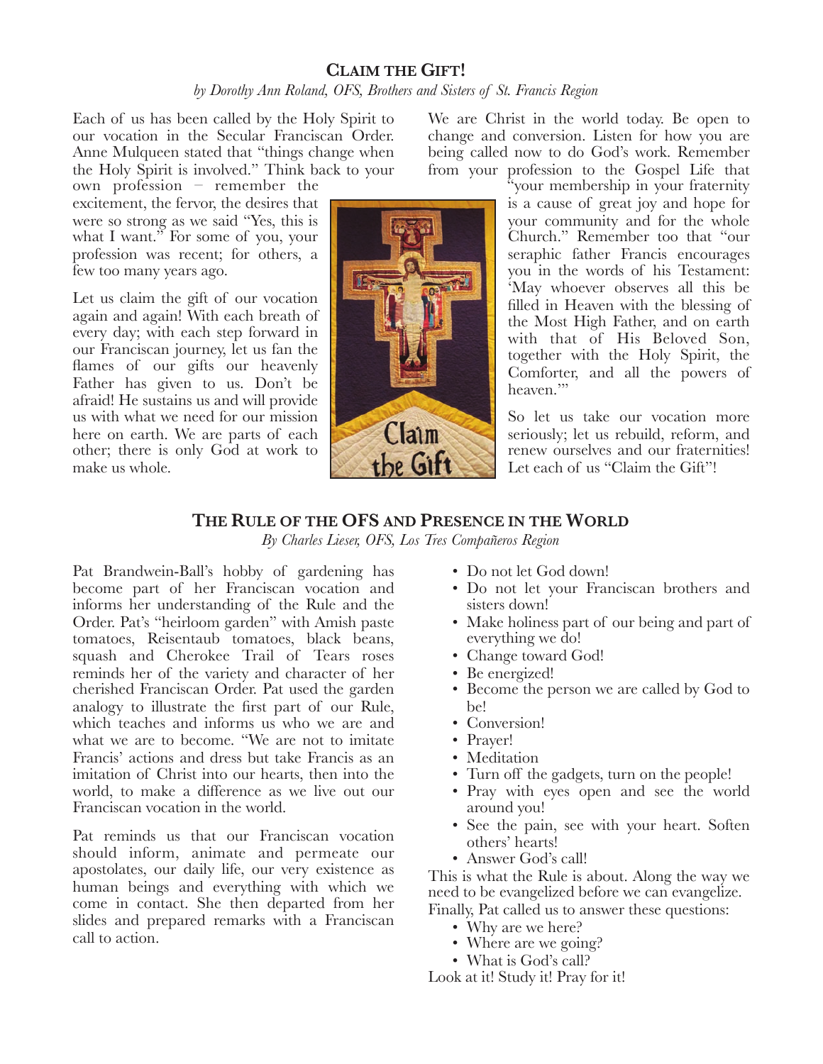## Claim the Gift!

*by Dorothy Ann Roland, OFS, Brothers and Sisters of St. Francis Region*

Each of us has been called by the Holy Spirit to our vocation in the Secular Franciscan Order. Anne Mulqueen stated that "things change when the Holy Spirit is involved." Think back to your own profession – remember the excitement, the fervor, the desires that were so strong as we said "Yes, this is what I want." For some of you, your profession was recent; for others, a few too many years ago.

Let us claim the gift of our vocation again and again! With each breath of every day; with each step forward in our Franciscan journey, let us fan the flames of our gifts our heavenly Father has given to us. Don't be afraid! He sustains us and will provide us with what we need for our mission here on earth. We are parts of each other; there is only God at work to make us whole.

We are Christ in the world today. Be open to change and conversion. Listen for how you are being called now to do God's work. Remember from your profession to the Gospel Life that "your membership in your fraternity is a cause of great joy and hope for your community and for the whole Church." Remember too that "our seraphic father Francis encourages you in the words of his Testament: 'May whoever observes all this be filled in Heaven with the blessing of the Most High Father, and on earth with that of His Beloved Son, together with the Holy Spirit, the Comforter, and all the powers of heaven.'"

So let us take our vocation more seriously; let us rebuild, reform, and renew ourselves and our fraternities! Let each of us "Claim the Gift"!

## The Rule of the OFS and Presence in the World

*By Charles Lieser, OFS, Los Tres Compañeros Region*

Pat Brandwein-Ball's hobby of gardening has become part of her Franciscan vocation and informs her understanding of the Rule and the Order. Pat's "heirloom garden" with Amish paste tomatoes, Reisentaub tomatoes, black beans, squash and Cherokee Trail of Tears roses reminds her of the variety and character of her cherished Franciscan Order. Pat used the garden analogy to illustrate the first part of our Rule, which teaches and informs us who we are and what we are to become. "We are not to imitate Francis' actions and dress but take Francis as an imitation of Christ into our hearts, then into the world, to make a difference as we live out our Franciscan vocation in the world.

Pat reminds us that our Franciscan vocation should inform, animate and permeate our apostolates, our daily life, our very existence as human beings and everything with which we come in contact. She then departed from her slides and prepared remarks with a Franciscan call to action.

- Do not let God down!
- Do not let your Franciscan brothers and sisters down!
- Make holiness part of our being and part of everything we do!
- Change toward God!
- Be energized!
- Become the person we are called by God to be!
- Conversion!
- Prayer!
- Meditation
- Turn off the gadgets, turn on the people!
- Pray with eyes open and see the world around you!
- See the pain, see with your heart. Soften others' hearts!
- Answer God's call!

This is what the Rule is about. Along the way we need to be evangelized before we can evangelize. Finally, Pat called us to answer these questions:

- Why are we here?
- Where are we going?
- What is God's call?

Look at it! Study it! Pray for it!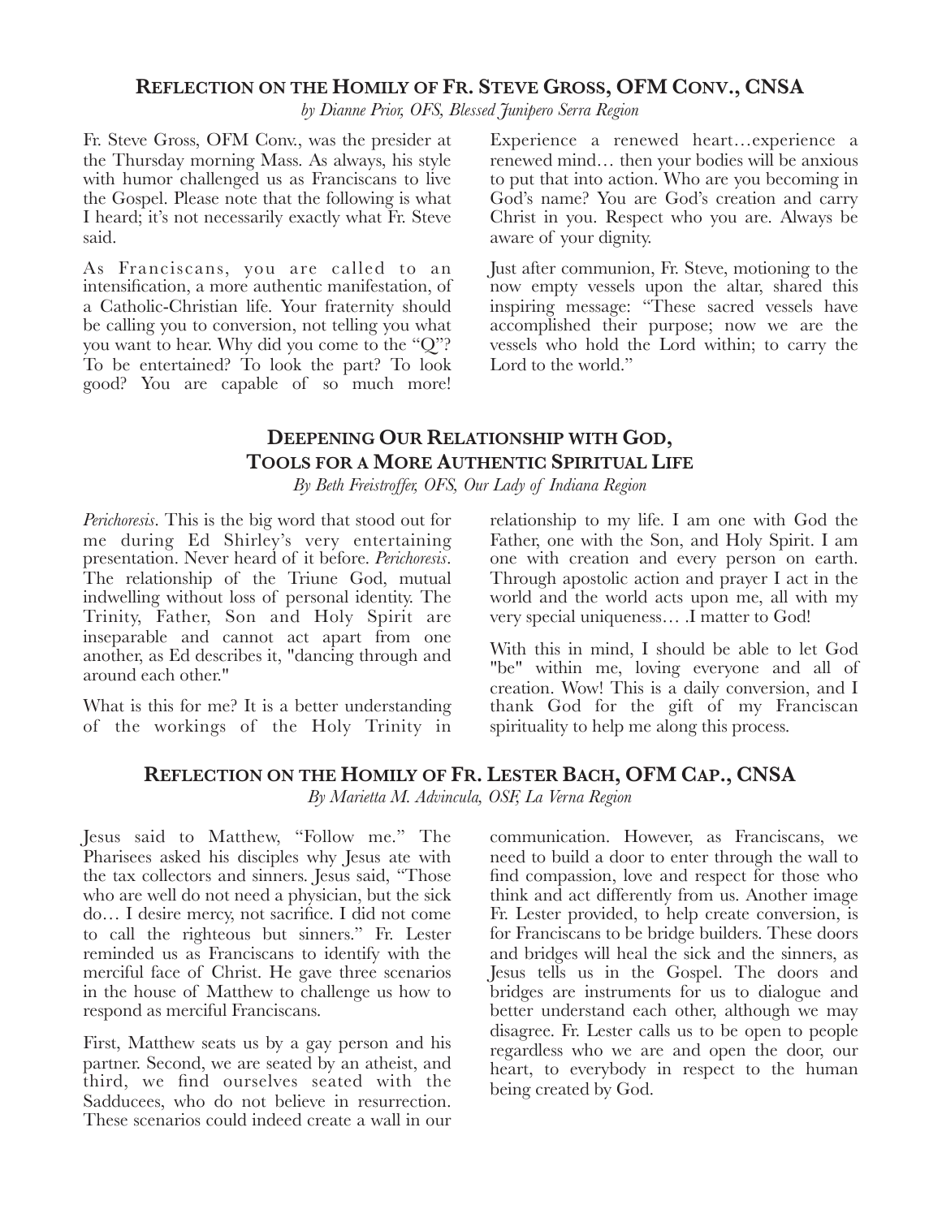## Reflection on the Homily of Fr. Steve Gross, OFM Conv., CNSA

*by Dianne Prior, OFS, Blessed Junipero Serra Region*

Fr. Steve Gross, OFM Conv., was the presider at the Thursday morning Mass. As always, his style with humor challenged us as Franciscans to live the Gospel. Please note that the following is what I heard; it's not necessarily exactly what Fr. Steve said.

As Franciscans, you are called to an intensification, a more authentic manifestation, of a Catholic-Christian life. Your fraternity should be calling you to conversion, not telling you what you want to hear. Why did you come to the "Q"? To be entertained? To look the part? To look good? You are capable of so much more! Experience a renewed heart…experience a renewed mind… then your bodies will be anxious to put that into action. Who are you becoming in God's name? You are God's creation and carry Christ in you. Respect who you are. Always be aware of your dignity.

Just after communion, Fr. Steve, motioning to the now empty vessels upon the altar, shared this inspiring message: "These sacred vessels have accomplished their purpose; now we are the vessels who hold the Lord within; to carry the Lord to the world."

## Deepening Our Relationship with God, Tools for a More Authentic Spiritual Life

*By Beth Freistroffer, OFS, Our Lady of Indiana Region*

*Perichoresis*. This is the big word that stood out for me during Ed Shirley's very entertaining presentation. Never heard of it before. *Perichoresis*. The relationship of the Triune God, mutual indwelling without loss of personal identity. The Trinity, Father, Son and Holy Spirit are inseparable and cannot act apart from one another, as Ed describes it, "dancing through and around each other."

What is this for me? It is a better understanding of the workings of the Holy Trinity in relationship to my life. I am one with God the Father, one with the Son, and Holy Spirit. I am one with creation and every person on earth. Through apostolic action and prayer I act in the world and the world acts upon me, all with my very special uniqueness… .I matter to God!

With this in mind, I should be able to let God "be" within me, loving everyone and all of creation. Wow! This is a daily conversion, and I thank God for the gift of my Franciscan spirituality to help me along this process.

## Reflection on the Homily of Fr. Lester Bach, OFM Cap., CNSA

*By Marietta M. Advincula, OSF, La Verna Region*

Jesus said to Matthew, "Follow me." The Pharisees asked his disciples why Jesus ate with the tax collectors and sinners. Jesus said, "Those who are well do not need a physician, but the sick do… I desire mercy, not sacrifice. I did not come to call the righteous but sinners." Fr. Lester reminded us as Franciscans to identify with the merciful face of Christ. He gave three scenarios in the house of Matthew to challenge us how to respond as merciful Franciscans.

First, Matthew seats us by a gay person and his partner. Second, we are seated by an atheist, and third, we find ourselves seated with the Sadducees, who do not believe in resurrection. These scenarios could indeed create a wall in our communication. However, as Franciscans, we need to build a door to enter through the wall to find compassion, love and respect for those who think and act differently from us. Another image Fr. Lester provided, to help create conversion, is for Franciscans to be bridge builders. These doors and bridges will heal the sick and the sinners, as Jesus tells us in the Gospel. The doors and bridges are instruments for us to dialogue and better understand each other, although we may disagree. Fr. Lester calls us to be open to people regardless who we are and open the door, our heart, to everybody in respect to the human being created by God.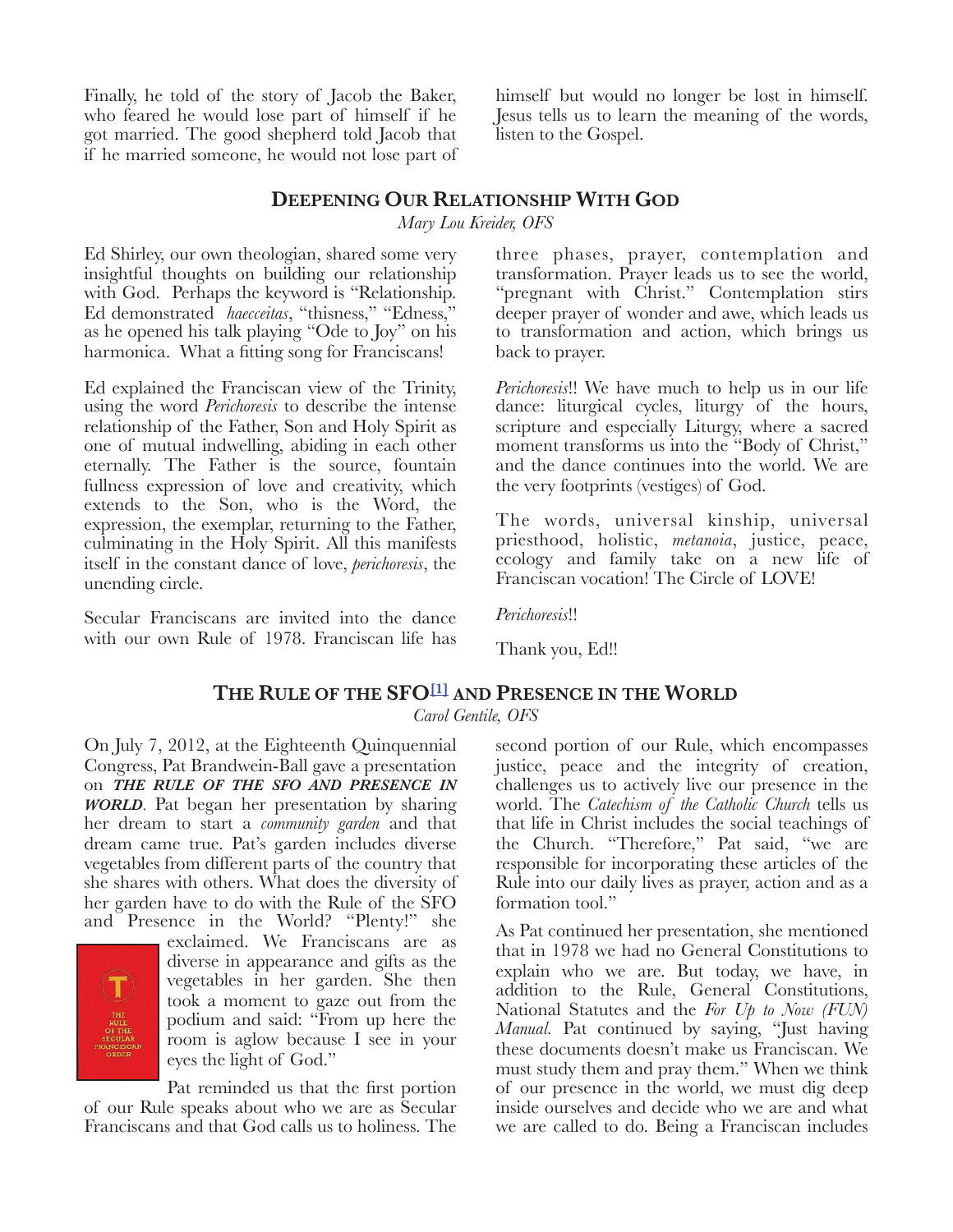Finally, he told of the story of Jacob the Baker, who feared he would lose part of himself if he got married. The good shepherd told Jacob that if he married someone, he would not lose part of himself but would no longer be lost in himself. Jesus tells us to learn the meaning of the words, listen to the Gospel.

## Deepening Our Relationship With God

*Mary Lou Kreider, OFS*

Ed Shirley, our own theologian, shared some very insightful thoughts on building our relationship with God. Perhaps the keyword is "Relationship. Ed demonstrated *haecceitas*, "thisness," "Edness," as he opened his talk playing "Ode to Joy" on his harmonica. What a fitting song for Franciscans!

Ed explained the Franciscan view of the Trinity, using the word *Perichoresis* to describe the intense relationship of the Father, Son and Holy Spirit as one of mutual indwelling, abiding in each other eternally. The Father is the source, fountain fullness expression of love and creativity, which extends to the Son, who is the Word, the expression, the exemplar, returning to the Father, culminating in the Holy Spirit. All this manifests itself in the constant dance of love, *perichoresis*, the unending circle.

Secular Franciscans are invited into the dance with our own Rule of 1978. Franciscan life has three phases, prayer, contemplation and transformation. Prayer leads us to see the world, "pregnant with Christ." Contemplation stirs deeper prayer of wonder and awe, which leads us to transformation and action, which brings us back to prayer.

*Perichoresis*!! We have much to help us in our life dance: liturgical cycles, liturgy of the hours, scripture and especially Liturgy, where a sacred moment transforms us into the "Body of Christ," and the dance continues into the world. We are the very footprints (vestiges) of God.

The words, universal kinship, universal priesthood, holistic, *metanoia*, justice, peace, ecology and family take on a new life of Franciscan vocation! The Circle of LOVE!

*Perichoresis*!!

Thank you, Ed!!

## The Rule of the SFO[1] and Presence in the World

*Carol Gentile, OFS*

On July 7, 2012, at the Eighteenth Quinquennial Congress, Pat Brandwein-Ball gave a presentation on ***THE RULE OF THE SFO AND PRESENCE IN WORLD***. Pat began her presentation by sharing her dream to start a *community garden* and that dream came true. Pat's garden includes diverse vegetables from different parts of the country that she shares with others. What does the diversity of her garden have to do with the Rule of the SFO and Presence in the World? "Plenty!" she exclaimed. We Franciscans are as diverse in appearance and gifts as the vegetables in her garden. She then took a moment to gaze out from the podium and said: "From up here the room is aglow because I see in your eyes the light of God."

Pat reminded us that the first portion of our Rule speaks about who we are as Secular Franciscans and that God calls us to holiness. The second portion of our Rule, which encompasses justice, peace and the integrity of creation, challenges us to actively live our presence in the world. The *Catechism of the Catholic Church* tells us that life in Christ includes the social teachings of the Church. "Therefore," Pat said, "we are responsible for incorporating these articles of the Rule into our daily lives as prayer, action and as a formation tool."

As Pat continued her presentation, she mentioned that in 1978 we had no General Constitutions to explain who we are. But today, we have, in addition to the Rule, General Constitutions, National Statutes and the *For Up to Now (FUN) Manual.* Pat continued by saying, "Just having these documents doesn't make us Franciscan. We must study them and pray them." When we think of our presence in the world, we must dig deep inside ourselves and decide who we are and what we are called to do. Being a Franciscan includes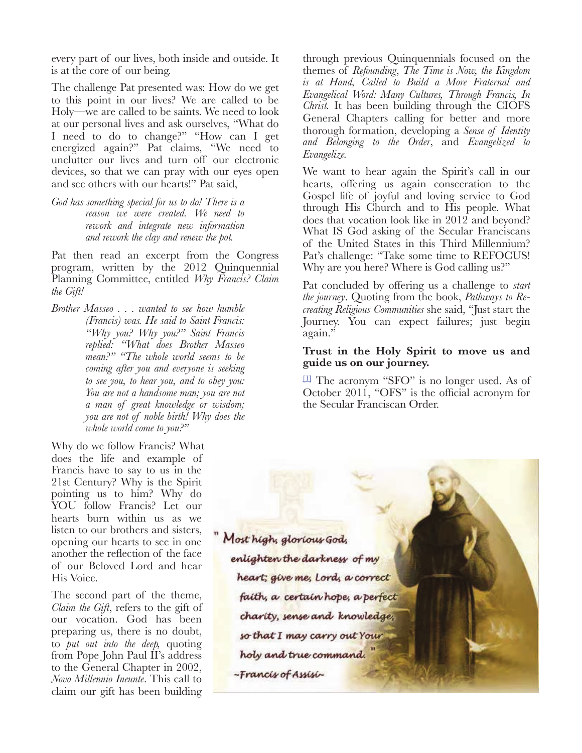every part of our lives, both inside and outside. It is at the core of our being.

The challenge Pat presented was: How do we get to this point in our lives? We are called to be Holy—we are called to be saints. We need to look at our personal lives and ask ourselves, "What do I need to do to change?" "How can I get energized again?" Pat claims, "We need to unclutter our lives and turn off our electronic devices, so that we can pray with our eyes open and see others with our hearts!" Pat said,

> *God has something special for us to do! There is a reason we were created. We need to rework and integrate new information and rework the clay and renew the pot.*

Pat then read an excerpt from the Congress program, written by the 2012 Quinquennial Planning Committee, entitled *Why Francis? Claim the Gift!*

> *Brother Masseo . . . wanted to see how humble (Francis) was. He said to Saint Francis: "Why you? Why you?" Saint Francis replied: "What does Brother Masseo mean?" "The whole world seems to be coming after you and everyone is seeking to see you, to hear you, and to obey you: You are not a handsome man; you are not a man of great knowledge or wisdom; you are not of noble birth! Why does the whole world come to you?"*

Why do we follow Francis? What does the life and example of Francis have to say to us in the 21st Century? Why is the Spirit pointing us to him? Why do YOU follow Francis? Let our hearts burn within us as we listen to our brothers and sisters, opening our hearts to see in one another the reflection of the face of our Beloved Lord and hear His Voice.

The second part of the theme, *Claim the Gift*, refers to the gift of our vocation. God has been preparing us, there is no doubt, to *put out into the deep*, quoting from Pope John Paul II's address to the General Chapter in 2002, *Novo Millennio Ineunte*. This call to claim our gift has been building through previous Quinquennials focused on the themes of *Refounding*, *The Time is Now, the Kingdom is at Hand, Called to Build a More Fraternal and Evangelical Word: Many Cultures, Through Francis, In Christ.* It has been building through the CIOFS General Chapters calling for better and more thorough formation, developing a *Sense of Identity and Belonging to the Order*, and *Evangelized to Evangelize.*

We want to hear again the Spirit's call in our hearts, offering us again consecration to the Gospel life of joyful and loving service to God through His Church and to His people. What does that vocation look like in 2012 and beyond? What IS God asking of the Secular Franciscans of the United States in this Third Millennium? Pat's challenge: "Take some time to REFOCUS! Why are you here? Where is God calling us?"

Pat concluded by offering us a challenge to *start the journey*. Quoting from the book, *Pathways to Re-creating Religious Communities* she said, "Just start the Journey. You can expect failures; just begin again."

**Trust in the Holy Spirit to move us and guide us on our journey.**

[1] The acronym "SFO" is no longer used. As of October 2011, "OFS" is the official acronym for the Secular Franciscan Order.

"Most high, glorious God, enlighten the darkness of my heart; give me, Lord, a correct faith, a certain hope, a perfect charity, sense and knowledge, so that I may carry out Your holy and true command."
~Francis of Assisi~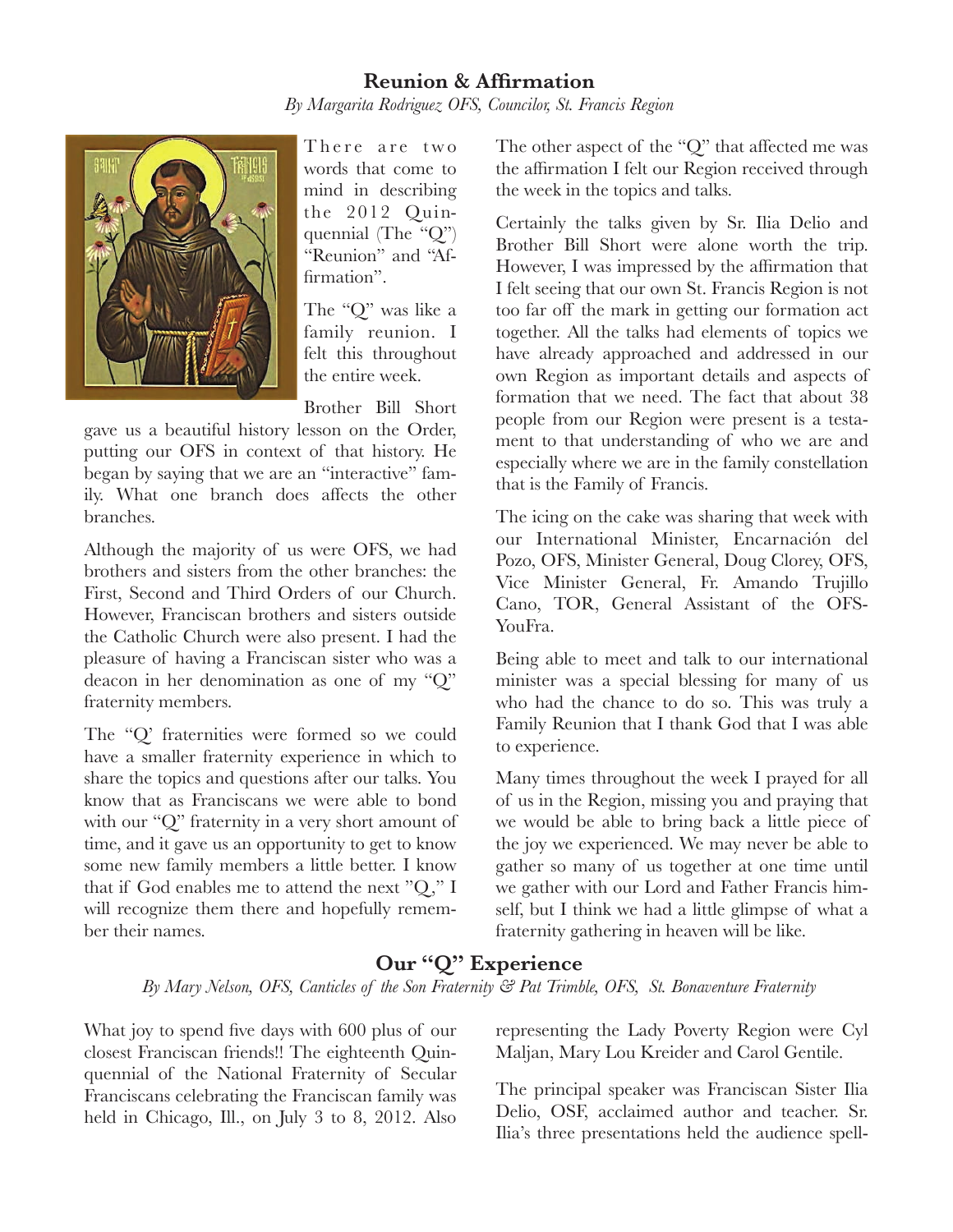## Reunion & Affirmation

*By Margarita Rodriguez OFS, Councilor, St. Francis Region*

There are two words that come to mind in describing the 2012 Quinquennial (The "Q") "Reunion" and "Affirmation".

The "Q" was like a family reunion. I felt this throughout the entire week.

Brother Bill Short gave us a beautiful history lesson on the Order, putting our OFS in context of that history. He began by saying that we are an "interactive" family. What one branch does affects the other branches.

Although the majority of us were OFS, we had brothers and sisters from the other branches: the First, Second and Third Orders of our Church. However, Franciscan brothers and sisters outside the Catholic Church were also present. I had the pleasure of having a Franciscan sister who was a deacon in her denomination as one of my "Q" fraternity members.

The "Q' fraternities were formed so we could have a smaller fraternity experience in which to share the topics and questions after our talks. You know that as Franciscans we were able to bond with our "Q" fraternity in a very short amount of time, and it gave us an opportunity to get to know some new family members a little better. I know that if God enables me to attend the next "Q," I will recognize them there and hopefully remember their names.

The other aspect of the "Q" that affected me was the affirmation I felt our Region received through the week in the topics and talks.

Certainly the talks given by Sr. Ilia Delio and Brother Bill Short were alone worth the trip. However, I was impressed by the affirmation that I felt seeing that our own St. Francis Region is not too far off the mark in getting our formation act together. All the talks had elements of topics we have already approached and addressed in our own Region as important details and aspects of formation that we need. The fact that about 38 people from our Region were present is a testament to that understanding of who we are and especially where we are in the family constellation that is the Family of Francis.

The icing on the cake was sharing that week with our International Minister, Encarnación del Pozo, OFS, Minister General, Doug Clorey, OFS, Vice Minister General, Fr. Amando Trujillo Cano, TOR, General Assistant of the OFS-YouFra.

Being able to meet and talk to our international minister was a special blessing for many of us who had the chance to do so. This was truly a Family Reunion that I thank God that I was able to experience.

Many times throughout the week I prayed for all of us in the Region, missing you and praying that we would be able to bring back a little piece of the joy we experienced. We may never be able to gather so many of us together at one time until we gather with our Lord and Father Francis himself, but I think we had a little glimpse of what a fraternity gathering in heaven will be like.

## Our "Q" Experience

*By Mary Nelson, OFS, Canticles of the Son Fraternity & Pat Trimble, OFS, St. Bonaventure Fraternity*

What joy to spend five days with 600 plus of our closest Franciscan friends!! The eighteenth Quinquennial of the National Fraternity of Secular Franciscans celebrating the Franciscan family was held in Chicago, Ill., on July 3 to 8, 2012. Also representing the Lady Poverty Region were Cyl Maljan, Mary Lou Kreider and Carol Gentile.

The principal speaker was Franciscan Sister Ilia Delio, OSF, acclaimed author and teacher. Sr. Ilia's three presentations held the audience spell-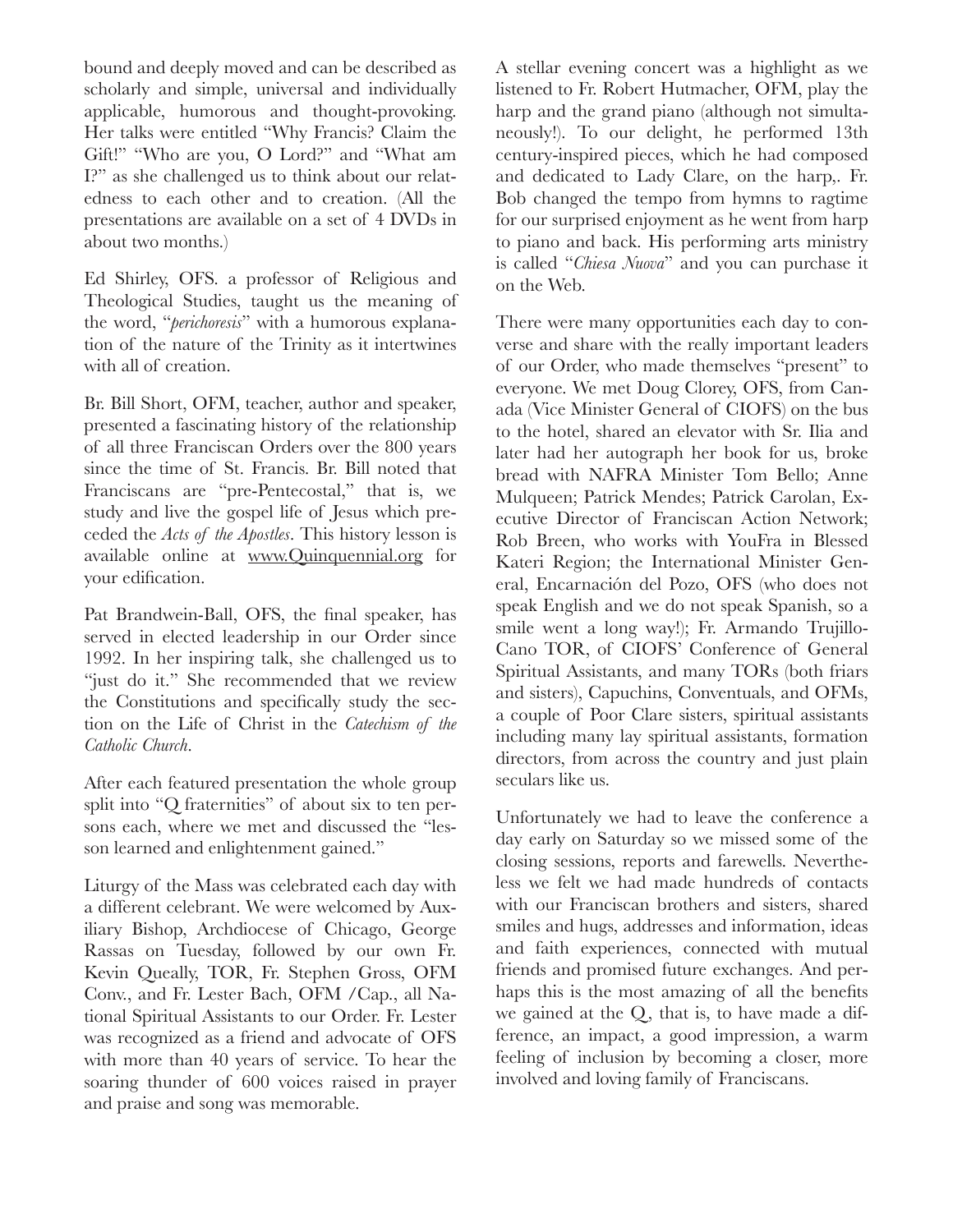bound and deeply moved and can be described as scholarly and simple, universal and individually applicable, humorous and thought-provoking. Her talks were entitled "Why Francis? Claim the Gift!" "Who are you, O Lord?" and "What am I?" as she challenged us to think about our relatedness to each other and to creation. (All the presentations are available on a set of 4 DVDs in about two months.)

Ed Shirley, OFS. a professor of Religious and Theological Studies, taught us the meaning of the word, "*perichoresis*" with a humorous explanation of the nature of the Trinity as it intertwines with all of creation.

Br. Bill Short, OFM, teacher, author and speaker, presented a fascinating history of the relationship of all three Franciscan Orders over the 800 years since the time of St. Francis. Br. Bill noted that Franciscans are "pre-Pentecostal," that is, we study and live the gospel life of Jesus which preceded the *Acts of the Apostles*. This history lesson is available online at www.Quinquennial.org for your edification.

Pat Brandwein-Ball, OFS, the final speaker, has served in elected leadership in our Order since 1992. In her inspiring talk, she challenged us to "just do it." She recommended that we review the Constitutions and specifically study the section on the Life of Christ in the *Catechism of the Catholic Church*.

After each featured presentation the whole group split into "Q fraternities" of about six to ten persons each, where we met and discussed the "lesson learned and enlightenment gained."

Liturgy of the Mass was celebrated each day with a different celebrant. We were welcomed by Auxiliary Bishop, Archdiocese of Chicago, George Rassas on Tuesday, followed by our own Fr. Kevin Queally, TOR, Fr. Stephen Gross, OFM Conv., and Fr. Lester Bach, OFM /Cap., all National Spiritual Assistants to our Order. Fr. Lester was recognized as a friend and advocate of OFS with more than 40 years of service. To hear the soaring thunder of 600 voices raised in prayer and praise and song was memorable.

A stellar evening concert was a highlight as we listened to Fr. Robert Hutmacher, OFM, play the harp and the grand piano (although not simultaneously!). To our delight, he performed 13th century-inspired pieces, which he had composed and dedicated to Lady Clare, on the harp,. Fr. Bob changed the tempo from hymns to ragtime for our surprised enjoyment as he went from harp to piano and back. His performing arts ministry is called "*Chiesa Nuova*" and you can purchase it on the Web.

There were many opportunities each day to converse and share with the really important leaders of our Order, who made themselves "present" to everyone. We met Doug Clorey, OFS, from Canada (Vice Minister General of CIOFS) on the bus to the hotel, shared an elevator with Sr. Ilia and later had her autograph her book for us, broke bread with NAFRA Minister Tom Bello; Anne Mulqueen; Patrick Mendes; Patrick Carolan, Executive Director of Franciscan Action Network; Rob Breen, who works with YouFra in Blessed Kateri Region; the International Minister General, Encarnación del Pozo, OFS (who does not speak English and we do not speak Spanish, so a smile went a long way!); Fr. Armando Trujillo-Cano TOR, of CIOFS' Conference of General Spiritual Assistants, and many TORs (both friars and sisters), Capuchins, Conventuals, and OFMs, a couple of Poor Clare sisters, spiritual assistants including many lay spiritual assistants, formation directors, from across the country and just plain seculars like us.

Unfortunately we had to leave the conference a day early on Saturday so we missed some of the closing sessions, reports and farewells. Nevertheless we felt we had made hundreds of contacts with our Franciscan brothers and sisters, shared smiles and hugs, addresses and information, ideas and faith experiences, connected with mutual friends and promised future exchanges. And perhaps this is the most amazing of all the benefits we gained at the Q, that is, to have made a difference, an impact, a good impression, a warm feeling of inclusion by becoming a closer, more involved and loving family of Franciscans.